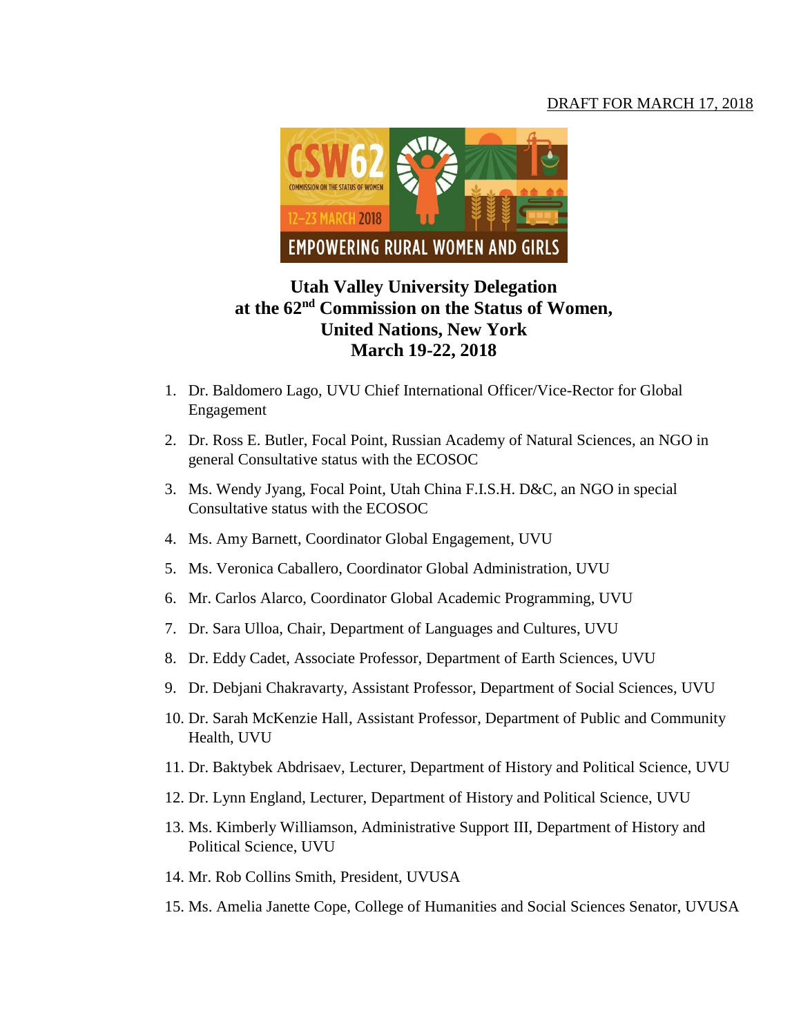DRAFT FOR MARCH 17, 2018

CSW62
COMMISSION ON THE STATUS OF WOMEN
12–23 MARCH 2018
EMPOWERING RURAL WOMEN AND GIRLS

# Utah Valley University Delegation at the 62nd Commission on the Status of Women, United Nations, New York March 19-22, 2018

1. Dr. Baldomero Lago, UVU Chief International Officer/Vice-Rector for Global Engagement
2. Dr. Ross E. Butler, Focal Point, Russian Academy of Natural Sciences, an NGO in general Consultative status with the ECOSOC
3. Ms. Wendy Jyang, Focal Point, Utah China F.I.S.H. D&C, an NGO in special Consultative status with the ECOSOC
4. Ms. Amy Barnett, Coordinator Global Engagement, UVU
5. Ms. Veronica Caballero, Coordinator Global Administration, UVU
6. Mr. Carlos Alarco, Coordinator Global Academic Programming, UVU
7. Dr. Sara Ulloa, Chair, Department of Languages and Cultures, UVU
8. Dr. Eddy Cadet, Associate Professor, Department of Earth Sciences, UVU
9. Dr. Debjani Chakravarty, Assistant Professor, Department of Social Sciences, UVU
10. Dr. Sarah McKenzie Hall, Assistant Professor, Department of Public and Community Health, UVU
11. Dr. Baktybek Abdrisaev, Lecturer, Department of History and Political Science, UVU
12. Dr. Lynn England, Lecturer, Department of History and Political Science, UVU
13. Ms. Kimberly Williamson, Administrative Support III, Department of History and Political Science, UVU
14. Mr. Rob Collins Smith, President, UVUSA
15. Ms. Amelia Janette Cope, College of Humanities and Social Sciences Senator, UVUSA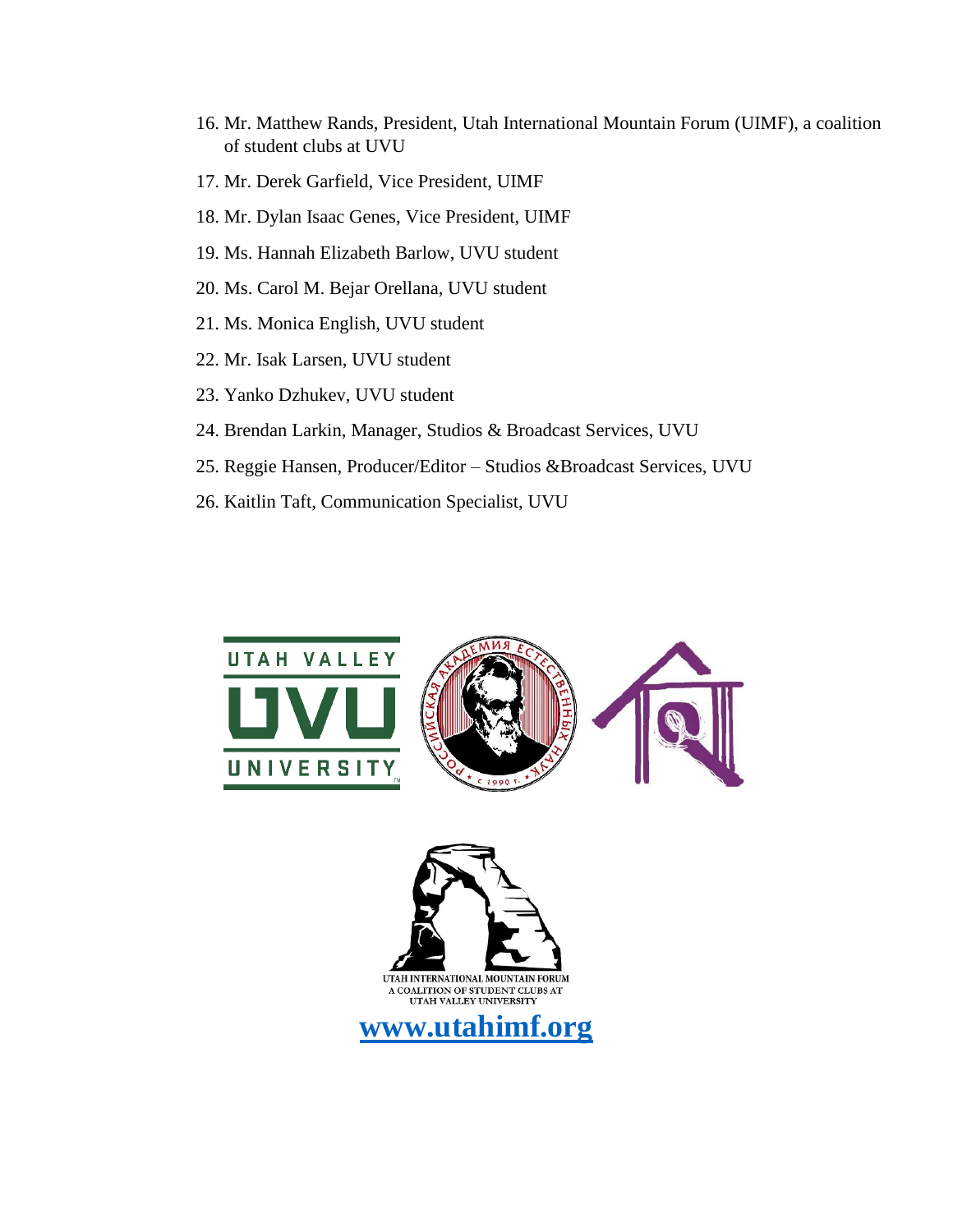16. Mr. Matthew Rands, President, Utah International Mountain Forum (UIMF), a coalition of student clubs at UVU
17. Mr. Derek Garfield, Vice President, UIMF
18. Mr. Dylan Isaac Genes, Vice President, UIMF
19. Ms. Hannah Elizabeth Barlow, UVU student
20. Ms. Carol M. Bejar Orellana, UVU student
21. Ms. Monica English, UVU student
22. Mr. Isak Larsen, UVU student
23. Yanko Dzhukev, UVU student
24. Brendan Larkin, Manager, Studios & Broadcast Services, UVU
25. Reggie Hansen, Producer/Editor – Studios &Broadcast Services, UVU
26. Kaitlin Taft, Communication Specialist, UVU

UTAH VALLEY UNIVERSITY

РОССИЙСКАЯ АКАДЕМИЯ ЕСТЕСТВЕННЫХ НАУК с 1990 г.

UTAH INTERNATIONAL MOUNTAIN FORUM
A COALITION OF STUDENT CLUBS AT
UTAH VALLEY UNIVERSITY

**www.utahimf.org**